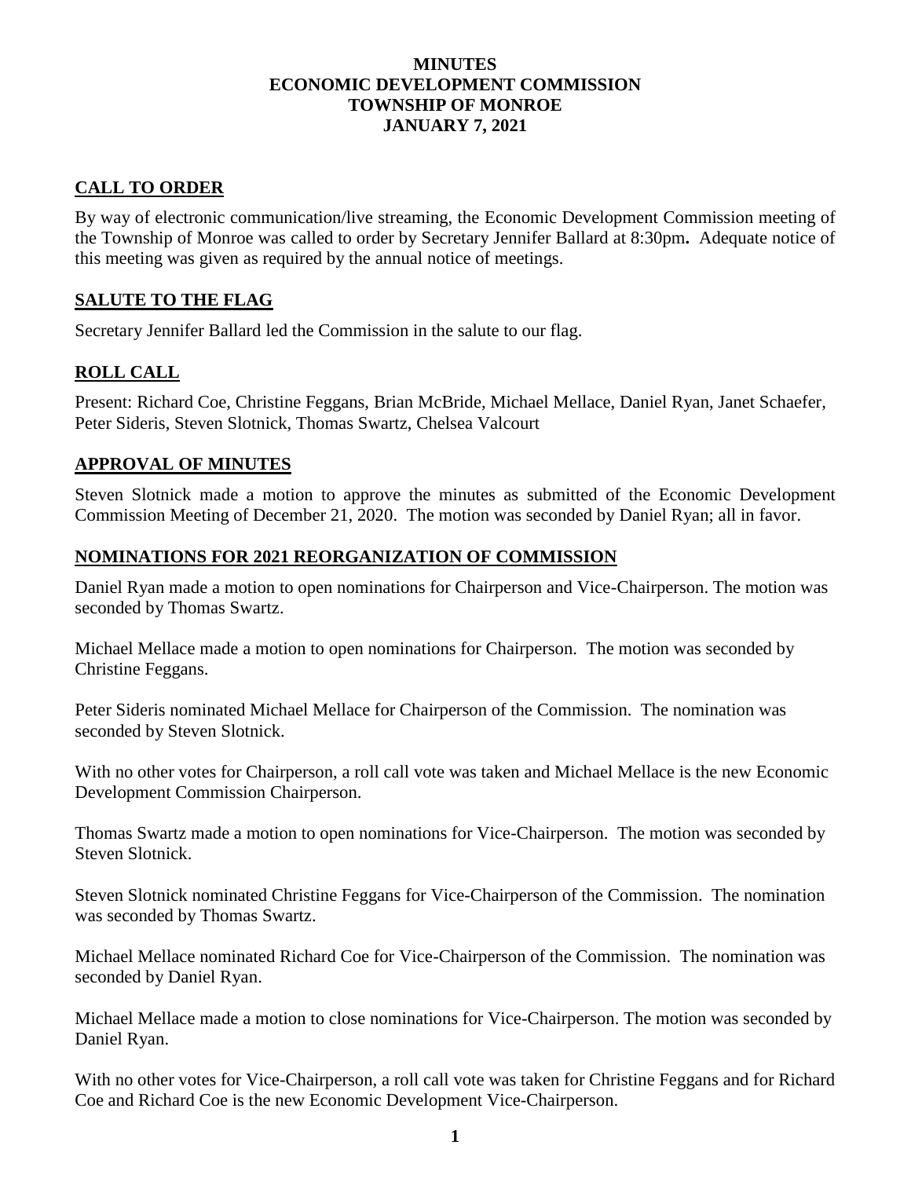# MINUTES
# ECONOMIC DEVELOPMENT COMMISSION
# TOWNSHIP OF MONROE
# JANUARY 7, 2021

## CALL TO ORDER

By way of electronic communication/live streaming, the Economic Development Commission meeting of the Township of Monroe was called to order by Secretary Jennifer Ballard at 8:30pm**.** Adequate notice of this meeting was given as required by the annual notice of meetings.

## SALUTE TO THE FLAG

Secretary Jennifer Ballard led the Commission in the salute to our flag.

## ROLL CALL

Present: Richard Coe, Christine Feggans, Brian McBride, Michael Mellace, Daniel Ryan, Janet Schaefer, Peter Sideris, Steven Slotnick, Thomas Swartz, Chelsea Valcourt

## APPROVAL OF MINUTES

Steven Slotnick made a motion to approve the minutes as submitted of the Economic Development Commission Meeting of December 21, 2020. The motion was seconded by Daniel Ryan; all in favor.

## NOMINATIONS FOR 2021 REORGANIZATION OF COMMISSION

Daniel Ryan made a motion to open nominations for Chairperson and Vice-Chairperson. The motion was seconded by Thomas Swartz.

Michael Mellace made a motion to open nominations for Chairperson. The motion was seconded by Christine Feggans.

Peter Sideris nominated Michael Mellace for Chairperson of the Commission. The nomination was seconded by Steven Slotnick.

With no other votes for Chairperson, a roll call vote was taken and Michael Mellace is the new Economic Development Commission Chairperson.

Thomas Swartz made a motion to open nominations for Vice-Chairperson. The motion was seconded by Steven Slotnick.

Steven Slotnick nominated Christine Feggans for Vice-Chairperson of the Commission. The nomination was seconded by Thomas Swartz.

Michael Mellace nominated Richard Coe for Vice-Chairperson of the Commission. The nomination was seconded by Daniel Ryan.

Michael Mellace made a motion to close nominations for Vice-Chairperson. The motion was seconded by Daniel Ryan.

With no other votes for Vice-Chairperson, a roll call vote was taken for Christine Feggans and for Richard Coe and Richard Coe is the new Economic Development Vice-Chairperson.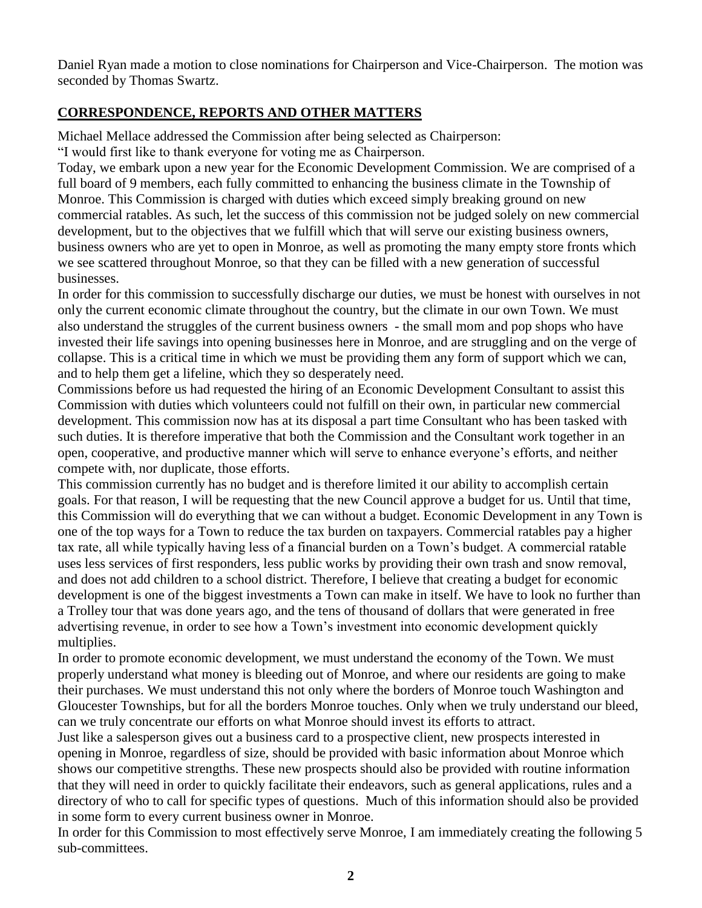Daniel Ryan made a motion to close nominations for Chairperson and Vice-Chairperson. The motion was seconded by Thomas Swartz.

## CORRESPONDENCE, REPORTS AND OTHER MATTERS

Michael Mellace addressed the Commission after being selected as Chairperson:

"I would first like to thank everyone for voting me as Chairperson.

Today, we embark upon a new year for the Economic Development Commission. We are comprised of a full board of 9 members, each fully committed to enhancing the business climate in the Township of Monroe. This Commission is charged with duties which exceed simply breaking ground on new commercial ratables. As such, let the success of this commission not be judged solely on new commercial development, but to the objectives that we fulfill which that will serve our existing business owners, business owners who are yet to open in Monroe, as well as promoting the many empty store fronts which we see scattered throughout Monroe, so that they can be filled with a new generation of successful businesses.

In order for this commission to successfully discharge our duties, we must be honest with ourselves in not only the current economic climate throughout the country, but the climate in our own Town. We must also understand the struggles of the current business owners - the small mom and pop shops who have invested their life savings into opening businesses here in Monroe, and are struggling and on the verge of collapse. This is a critical time in which we must be providing them any form of support which we can, and to help them get a lifeline, which they so desperately need.

Commissions before us had requested the hiring of an Economic Development Consultant to assist this Commission with duties which volunteers could not fulfill on their own, in particular new commercial development. This commission now has at its disposal a part time Consultant who has been tasked with such duties. It is therefore imperative that both the Commission and the Consultant work together in an open, cooperative, and productive manner which will serve to enhance everyone's efforts, and neither compete with, nor duplicate, those efforts.

This commission currently has no budget and is therefore limited it our ability to accomplish certain goals. For that reason, I will be requesting that the new Council approve a budget for us. Until that time, this Commission will do everything that we can without a budget. Economic Development in any Town is one of the top ways for a Town to reduce the tax burden on taxpayers. Commercial ratables pay a higher tax rate, all while typically having less of a financial burden on a Town's budget. A commercial ratable uses less services of first responders, less public works by providing their own trash and snow removal, and does not add children to a school district. Therefore, I believe that creating a budget for economic development is one of the biggest investments a Town can make in itself. We have to look no further than a Trolley tour that was done years ago, and the tens of thousand of dollars that were generated in free advertising revenue, in order to see how a Town's investment into economic development quickly multiplies.

In order to promote economic development, we must understand the economy of the Town. We must properly understand what money is bleeding out of Monroe, and where our residents are going to make their purchases. We must understand this not only where the borders of Monroe touch Washington and Gloucester Townships, but for all the borders Monroe touches. Only when we truly understand our bleed, can we truly concentrate our efforts on what Monroe should invest its efforts to attract.

Just like a salesperson gives out a business card to a prospective client, new prospects interested in opening in Monroe, regardless of size, should be provided with basic information about Monroe which shows our competitive strengths. These new prospects should also be provided with routine information that they will need in order to quickly facilitate their endeavors, such as general applications, rules and a directory of who to call for specific types of questions. Much of this information should also be provided in some form to every current business owner in Monroe.

In order for this Commission to most effectively serve Monroe, I am immediately creating the following 5 sub-committees.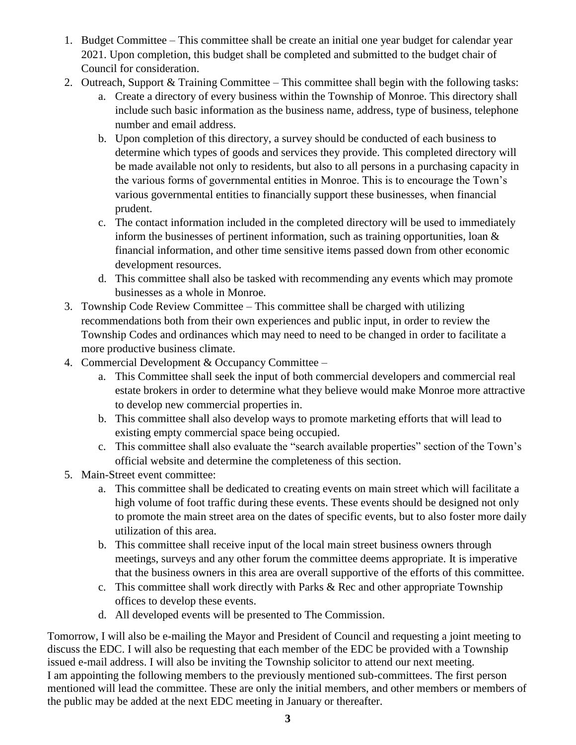1. Budget Committee – This committee shall be create an initial one year budget for calendar year 2021. Upon completion, this budget shall be completed and submitted to the budget chair of Council for consideration.
2. Outreach, Support & Training Committee – This committee shall begin with the following tasks:
   a. Create a directory of every business within the Township of Monroe. This directory shall include such basic information as the business name, address, type of business, telephone number and email address.
   b. Upon completion of this directory, a survey should be conducted of each business to determine which types of goods and services they provide. This completed directory will be made available not only to residents, but also to all persons in a purchasing capacity in the various forms of governmental entities in Monroe. This is to encourage the Town's various governmental entities to financially support these businesses, when financial prudent.
   c. The contact information included in the completed directory will be used to immediately inform the businesses of pertinent information, such as training opportunities, loan & financial information, and other time sensitive items passed down from other economic development resources.
   d. This committee shall also be tasked with recommending any events which may promote businesses as a whole in Monroe.
3. Township Code Review Committee – This committee shall be charged with utilizing recommendations both from their own experiences and public input, in order to review the Township Codes and ordinances which may need to need to be changed in order to facilitate a more productive business climate.
4. Commercial Development & Occupancy Committee –
   a. This Committee shall seek the input of both commercial developers and commercial real estate brokers in order to determine what they believe would make Monroe more attractive to develop new commercial properties in.
   b. This committee shall also develop ways to promote marketing efforts that will lead to existing empty commercial space being occupied.
   c. This committee shall also evaluate the "search available properties" section of the Town's official website and determine the completeness of this section.
5. Main-Street event committee:
   a. This committee shall be dedicated to creating events on main street which will facilitate a high volume of foot traffic during these events. These events should be designed not only to promote the main street area on the dates of specific events, but to also foster more daily utilization of this area.
   b. This committee shall receive input of the local main street business owners through meetings, surveys and any other forum the committee deems appropriate. It is imperative that the business owners in this area are overall supportive of the efforts of this committee.
   c. This committee shall work directly with Parks & Rec and other appropriate Township offices to develop these events.
   d. All developed events will be presented to The Commission.

Tomorrow, I will also be e-mailing the Mayor and President of Council and requesting a joint meeting to discuss the EDC. I will also be requesting that each member of the EDC be provided with a Township issued e-mail address. I will also be inviting the Township solicitor to attend our next meeting.
I am appointing the following members to the previously mentioned sub-committees. The first person mentioned will lead the committee. These are only the initial members, and other members or members of the public may be added at the next EDC meeting in January or thereafter.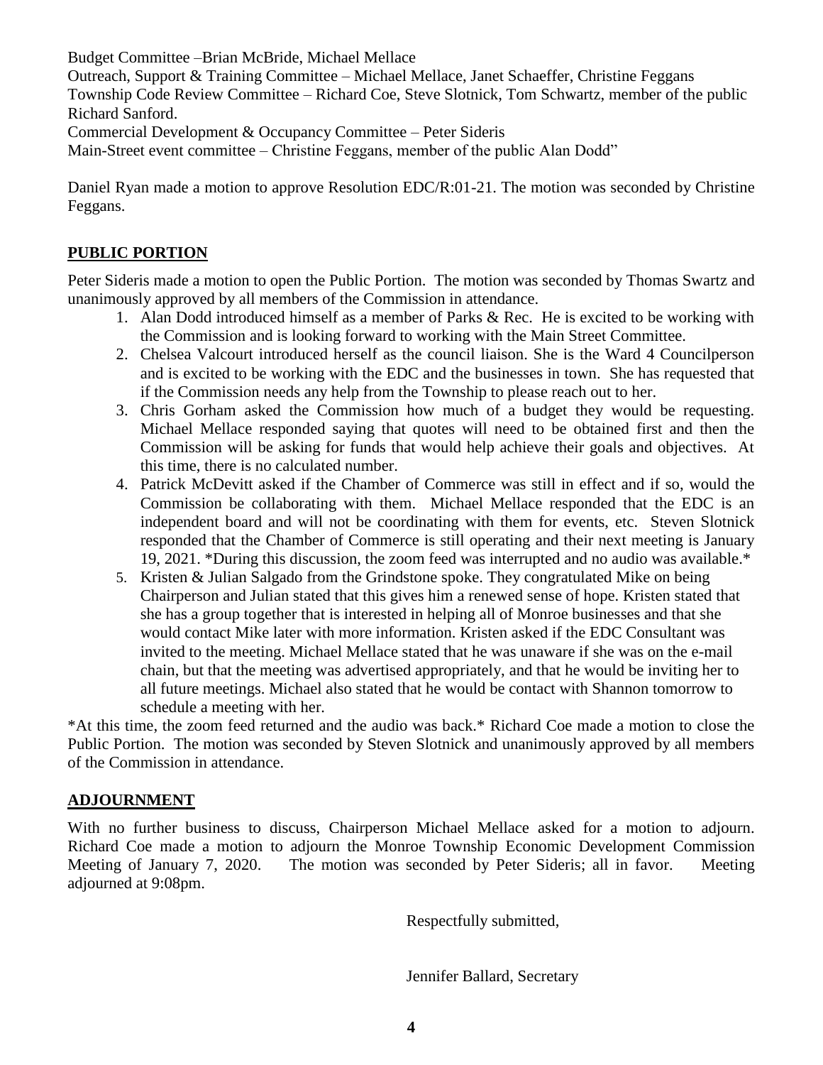Budget Committee –Brian McBride, Michael Mellace
Outreach, Support & Training Committee – Michael Mellace, Janet Schaeffer, Christine Feggans
Township Code Review Committee – Richard Coe, Steve Slotnick, Tom Schwartz, member of the public Richard Sanford.
Commercial Development & Occupancy Committee – Peter Sideris
Main-Street event committee – Christine Feggans, member of the public Alan Dodd"

Daniel Ryan made a motion to approve Resolution EDC/R:01-21. The motion was seconded by Christine Feggans.

## PUBLIC PORTION

Peter Sideris made a motion to open the Public Portion. The motion was seconded by Thomas Swartz and unanimously approved by all members of the Commission in attendance.

1. Alan Dodd introduced himself as a member of Parks & Rec. He is excited to be working with the Commission and is looking forward to working with the Main Street Committee.
2. Chelsea Valcourt introduced herself as the council liaison. She is the Ward 4 Councilperson and is excited to be working with the EDC and the businesses in town. She has requested that if the Commission needs any help from the Township to please reach out to her.
3. Chris Gorham asked the Commission how much of a budget they would be requesting. Michael Mellace responded saying that quotes will need to be obtained first and then the Commission will be asking for funds that would help achieve their goals and objectives. At this time, there is no calculated number.
4. Patrick McDevitt asked if the Chamber of Commerce was still in effect and if so, would the Commission be collaborating with them. Michael Mellace responded that the EDC is an independent board and will not be coordinating with them for events, etc. Steven Slotnick responded that the Chamber of Commerce is still operating and their next meeting is January 19, 2021. *During this discussion, the zoom feed was interrupted and no audio was available.*
5. Kristen & Julian Salgado from the Grindstone spoke. They congratulated Mike on being Chairperson and Julian stated that this gives him a renewed sense of hope. Kristen stated that she has a group together that is interested in helping all of Monroe businesses and that she would contact Mike later with more information. Kristen asked if the EDC Consultant was invited to the meeting. Michael Mellace stated that he was unaware if she was on the e-mail chain, but that the meeting was advertised appropriately, and that he would be inviting her to all future meetings. Michael also stated that he would be contact with Shannon tomorrow to schedule a meeting with her.

*At this time, the zoom feed returned and the audio was back.* Richard Coe made a motion to close the Public Portion. The motion was seconded by Steven Slotnick and unanimously approved by all members of the Commission in attendance.

## ADJOURNMENT

With no further business to discuss, Chairperson Michael Mellace asked for a motion to adjourn. Richard Coe made a motion to adjourn the Monroe Township Economic Development Commission Meeting of January 7, 2020. The motion was seconded by Peter Sideris; all in favor. Meeting adjourned at 9:08pm.

Respectfully submitted,

Jennifer Ballard, Secretary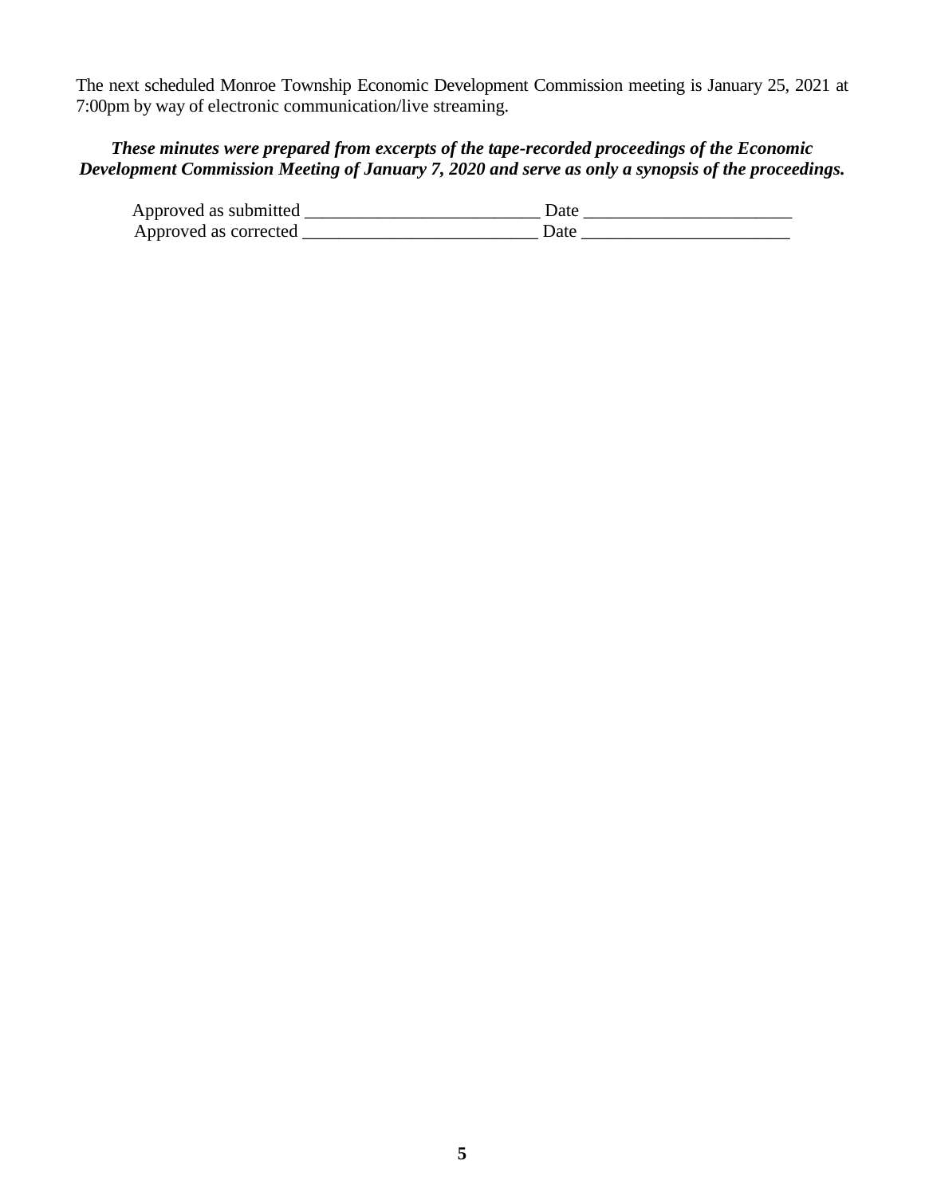The next scheduled Monroe Township Economic Development Commission meeting is January 25, 2021 at 7:00pm by way of electronic communication/live streaming.

***These minutes were prepared from excerpts of the tape-recorded proceedings of the Economic Development Commission Meeting of January 7, 2020 and serve as only a synopsis of the proceedings.***

Approved as submitted __________________________ Date _______________________

Approved as corrected __________________________ Date _______________________